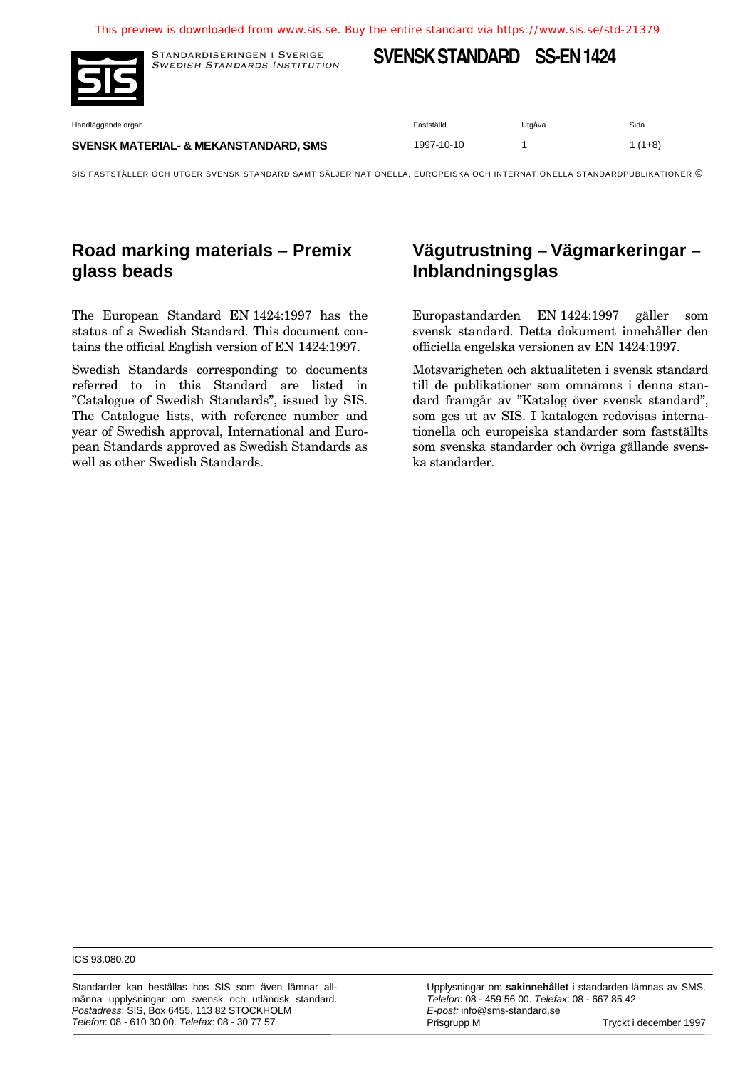This preview is downloaded from www.sis.se. Buy the entire standard via https://www.sis.se/std-21379

STANDARDISERINGEN I SVERIGE
*SWEDISH STANDARDS INSTITUTION*

**SVENSK STANDARD SS-EN 1424**

| Handläggande organ | Fastställd | Utgåva | Sida |
| --- | --- | --- | --- |
| **SVENSK MATERIAL- & MEKANSTANDARD, SMS** | 1997-10-10 | 1 | 1 (1+8) |

SIS FASTSTÄLLER OCH UTGER SVENSK STANDARD SAMT SÄLJER NATIONELLA, EUROPEISKA OCH INTERNATIONELLA STANDARDPUBLIKATIONER ©

# Road marking materials – Premix glass beads

The European Standard EN 1424:1997 has the status of a Swedish Standard. This document contains the official English version of EN 1424:1997.

Swedish Standards corresponding to documents referred to in this Standard are listed in "Catalogue of Swedish Standards", issued by SIS. The Catalogue lists, with reference number and year of Swedish approval, International and European Standards approved as Swedish Standards as well as other Swedish Standards.

# Vägutrustning – Vägmarkeringar – Inblandningsglas

Europastandarden EN 1424:1997 gäller som svensk standard. Detta dokument innehåller den officiella engelska versionen av EN 1424:1997.

Motsvarigheten och aktualiteten i svensk standard till de publikationer som omnämns i denna standard framgår av "Katalog över svensk standard", som ges ut av SIS. I katalogen redovisas internationella och europeiska standarder som fastställts som svenska standarder och övriga gällande svenska standarder.

ICS 93.080.20

Standarder kan beställas hos SIS som även lämnar allmänna upplysningar om svensk och utländsk standard.
*Postadress*: SIS, Box 6455, 113 82 STOCKHOLM
*Telefon*: 08 - 610 30 00. *Telefax*: 08 - 30 77 57

Upplysningar om **sakinnehållet** i standarden lämnas av SMS.
*Telefon*: 08 - 459 56 00. *Telefax*: 08 - 667 85 42
*E-post:* info@sms-standard.se
Prisgrupp M

Tryckt i december 1997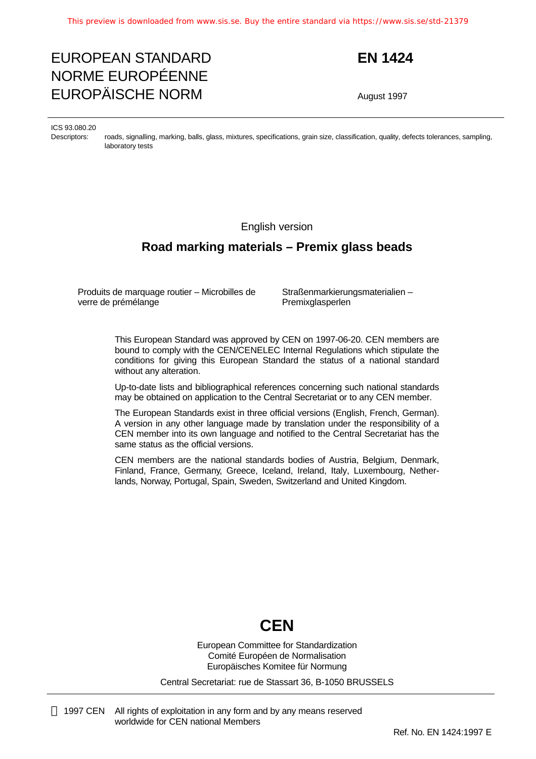# EUROPEAN STANDARD
# NORME EUROPÉENNE
# EUROPÄISCHE NORM

**EN 1424**

August 1997

ICS 93.080.20

Descriptors: roads, signalling, marking, balls, glass, mixtures, specifications, grain size, classification, quality, defects tolerances, sampling, laboratory tests

English version

## Road marking materials – Premix glass beads

Produits de marquage routier – Microbilles de verre de prémélange

Straßenmarkierungsmaterialien – Premixglasperlen

This European Standard was approved by CEN on 1997-06-20. CEN members are bound to comply with the CEN/CENELEC Internal Regulations which stipulate the conditions for giving this European Standard the status of a national standard without any alteration.

Up-to-date lists and bibliographical references concerning such national standards may be obtained on application to the Central Secretariat or to any CEN member.

The European Standards exist in three official versions (English, French, German). A version in any other language made by translation under the responsibility of a CEN member into its own language and notified to the Central Secretariat has the same status as the official versions.

CEN members are the national standards bodies of Austria, Belgium, Denmark, Finland, France, Germany, Greece, Iceland, Ireland, Italy, Luxembourg, Netherlands, Norway, Portugal, Spain, Sweden, Switzerland and United Kingdom.

**CEN**

European Committee for Standardization
Comité Européen de Normalisation
Europäisches Komitee für Normung

Central Secretariat: rue de Stassart 36, B-1050 BRUSSELS

© 1997 CEN All rights of exploitation in any form and by any means reserved worldwide for CEN national Members

Ref. No. EN 1424:1997 E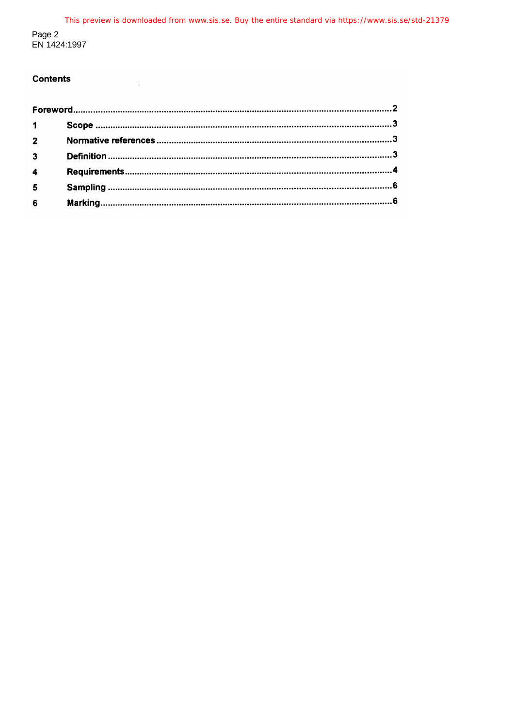## Contents

Foreword ..... 2

1 Scope ..... 3

2 Normative references ..... 3

3 Definition ..... 3

4 Requirements ..... 4

5 Sampling ..... 6

6 Marking ..... 6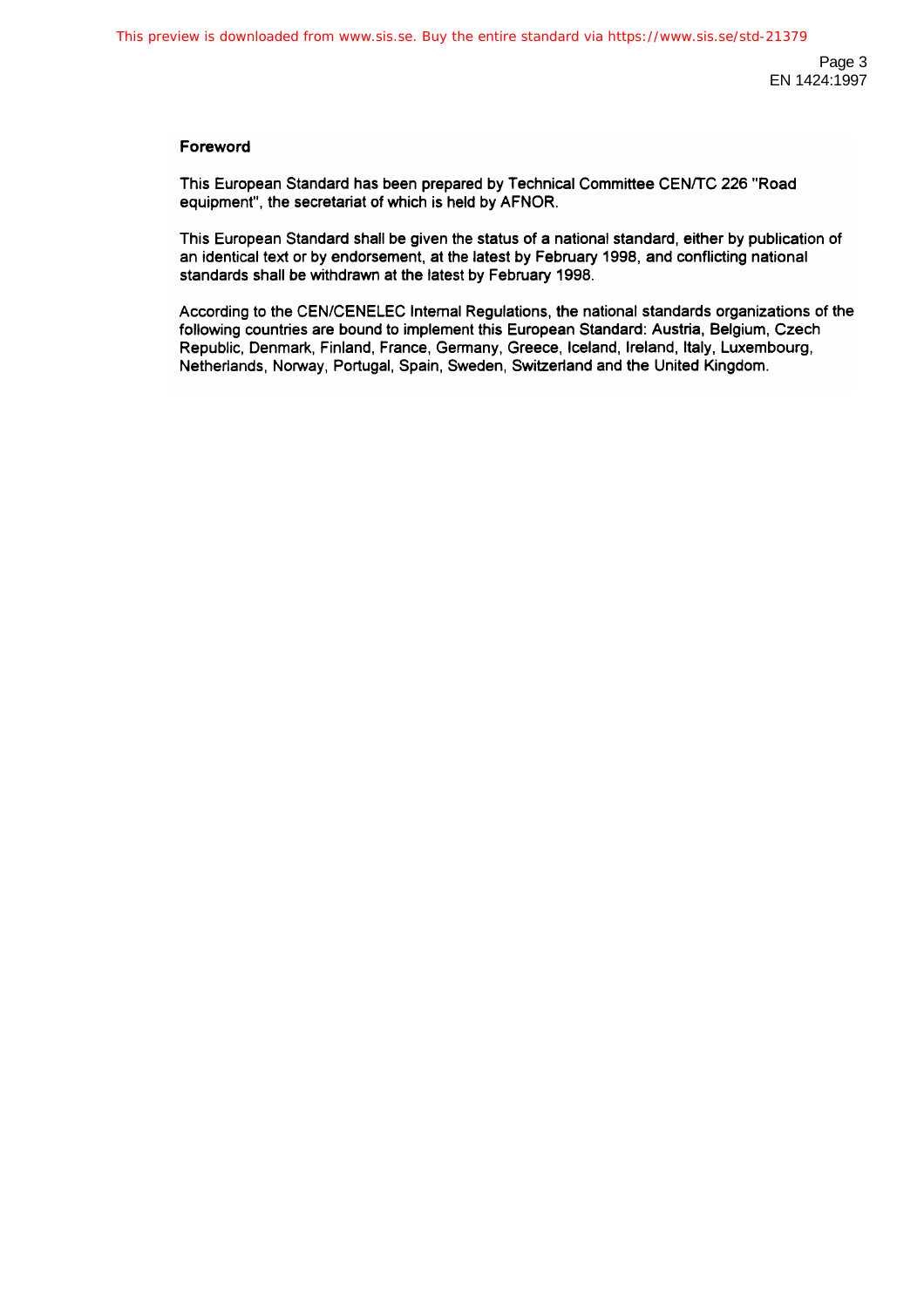## Foreword

This European Standard has been prepared by Technical Committee CEN/TC 226 "Road equipment", the secretariat of which is held by AFNOR.

This European Standard shall be given the status of a national standard, either by publication of an identical text or by endorsement, at the latest by February 1998, and conflicting national standards shall be withdrawn at the latest by February 1998.

According to the CEN/CENELEC Internal Regulations, the national standards organizations of the following countries are bound to implement this European Standard: Austria, Belgium, Czech Republic, Denmark, Finland, France, Germany, Greece, Iceland, Ireland, Italy, Luxembourg, Netherlands, Norway, Portugal, Spain, Sweden, Switzerland and the United Kingdom.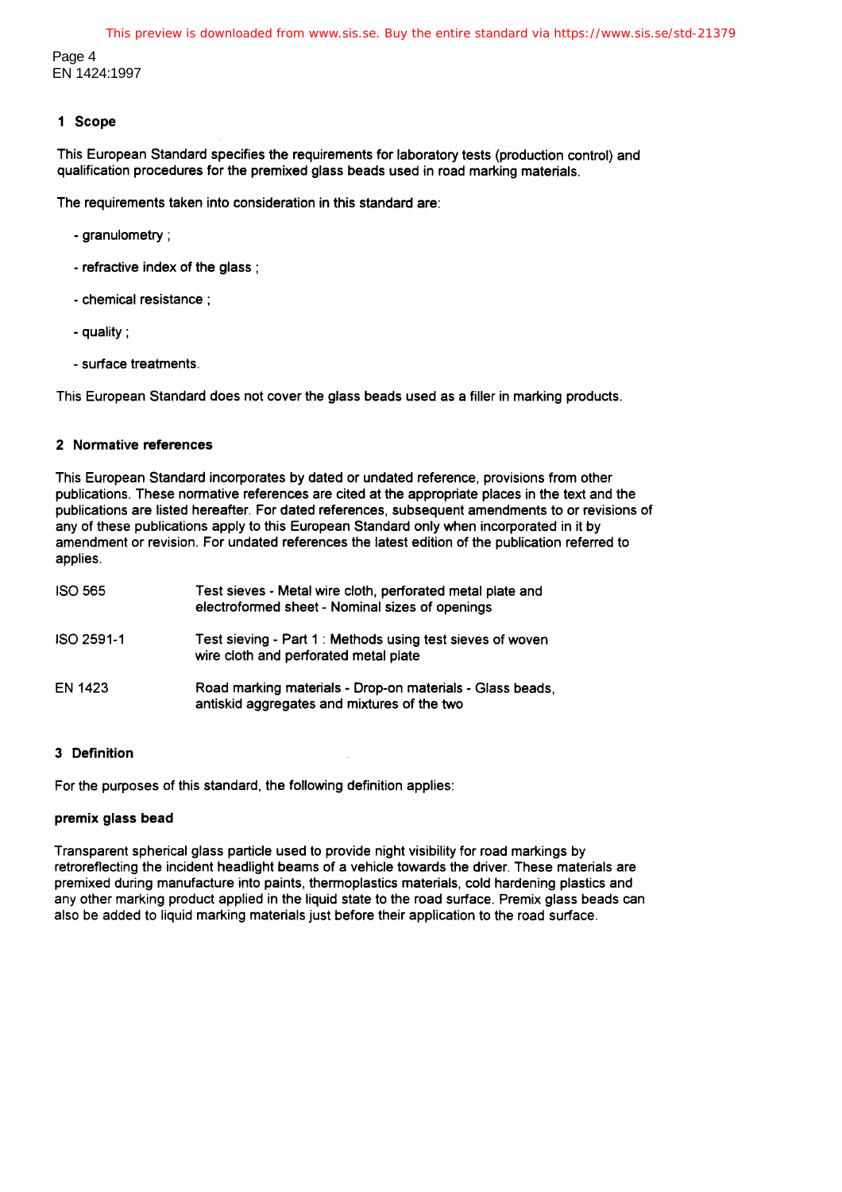## 1 Scope

This European Standard specifies the requirements for laboratory tests (production control) and qualification procedures for the premixed glass beads used in road marking materials.

The requirements taken into consideration in this standard are:

- granulometry ;
- refractive index of the glass ;
- chemical resistance ;
- quality ;
- surface treatments.

This European Standard does not cover the glass beads used as a filler in marking products.

## 2 Normative references

This European Standard incorporates by dated or undated reference, provisions from other publications. These normative references are cited at the appropriate places in the text and the publications are listed hereafter. For dated references, subsequent amendments to or revisions of any of these publications apply to this European Standard only when incorporated in it by amendment or revision. For undated references the latest edition of the publication referred to applies.

| | |
|---|---|
| ISO 565 | Test sieves - Metal wire cloth, perforated metal plate and electroformed sheet - Nominal sizes of openings |
| ISO 2591-1 | Test sieving - Part 1 : Methods using test sieves of woven wire cloth and perforated metal plate |
| EN 1423 | Road marking materials - Drop-on materials - Glass beads, antiskid aggregates and mixtures of the two |

## 3 Definition

For the purposes of this standard, the following definition applies:

**premix glass bead**

Transparent spherical glass particle used to provide night visibility for road markings by retroreflecting the incident headlight beams of a vehicle towards the driver. These materials are premixed during manufacture into paints, thermoplastics materials, cold hardening plastics and any other marking product applied in the liquid state to the road surface. Premix glass beads can also be added to liquid marking materials just before their application to the road surface.